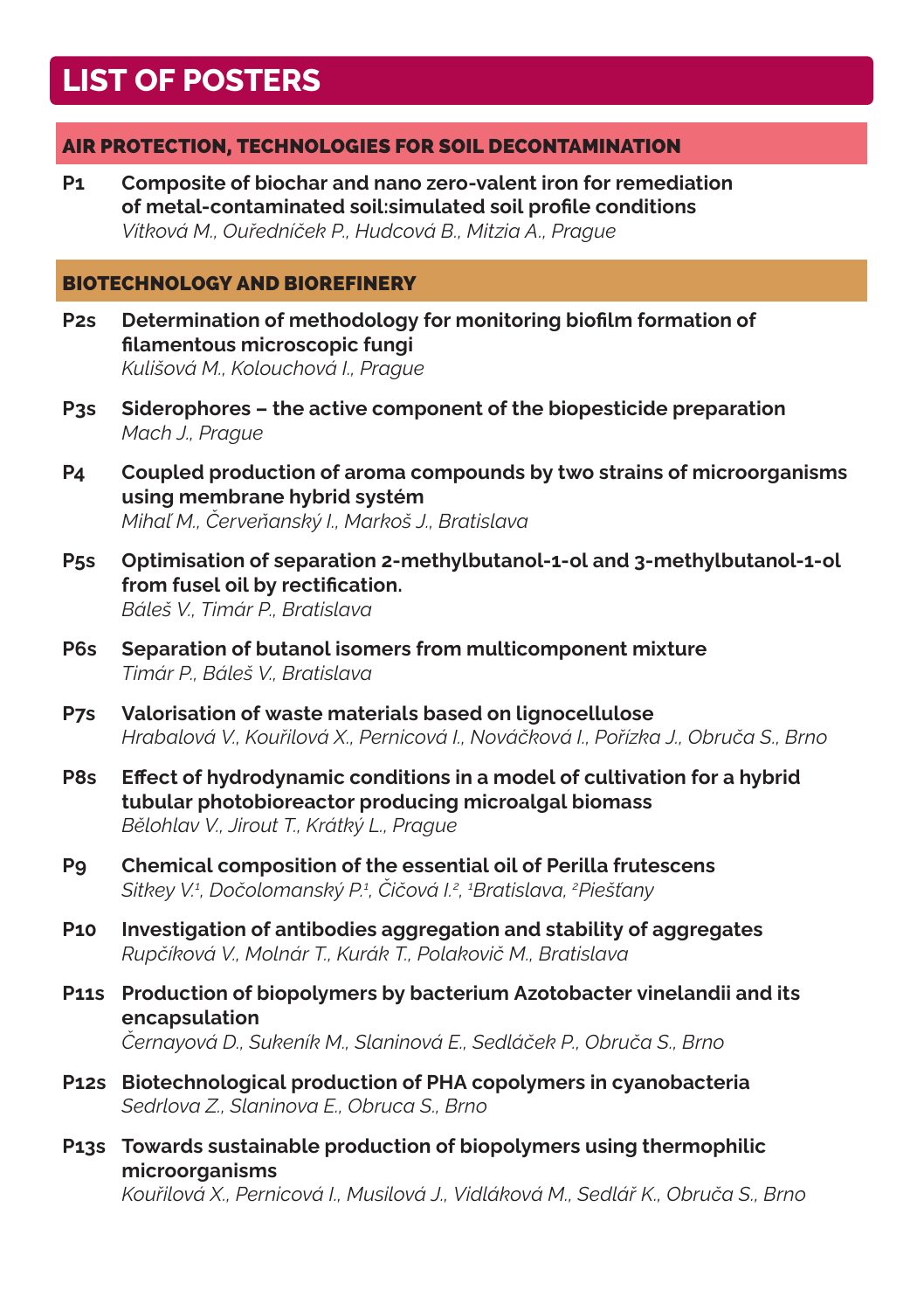# LIST OF POSTERS

## AIR PROTECTION, TECHNOLOGIES FOR SOIL DECONTAMINATION

**P1** **Composite of biochar and nano zero-valent iron for remediation of metal-contaminated soil:simulated soil profile conditions**
*Vítková M., Ouředníček P., Hudcová B., Mitzia A., Prague*

## BIOTECHNOLOGY AND BIOREFINERY

**P2s** **Determination of methodology for monitoring biofilm formation of filamentous microscopic fungi**
*Kulišová M., Kolouchová I., Prague*

**P3s** **Siderophores – the active component of the biopesticide preparation**
*Mach J., Prague*

**P4** **Coupled production of aroma compounds by two strains of microorganisms using membrane hybrid systém**
*Mihaľ M., Červeňanský I., Markoš J., Bratislava*

**P5s** **Optimisation of separation 2-methylbutanol-1-ol and 3-methylbutanol-1-ol from fusel oil by rectification.**
*Báleš V., Timár P., Bratislava*

**P6s** **Separation of butanol isomers from multicomponent mixture**
*Timár P., Báleš V., Bratislava*

**P7s** **Valorisation of waste materials based on lignocellulose**
*Hrabalová V., Kouřilová X., Pernicová I., Nováčková I., Pořízka J., Obruča S., Brno*

**P8s** **Effect of hydrodynamic conditions in a model of cultivation for a hybrid tubular photobioreactor producing microalgal biomass**
*Bělohlav V., Jirout T., Krátký L., Prague*

**P9** **Chemical composition of the essential oil of Perilla frutescens**
*Sitkey V.[1], Dočolomanský P.[1], Čičová I.[2], [1]Bratislava, [2]Piešťany*

**P10** **Investigation of antibodies aggregation and stability of aggregates**
*Rupčíková V., Molnár T., Kurák T., Polakovič M., Bratislava*

**P11s** **Production of biopolymers by bacterium Azotobacter vinelandii and its encapsulation**
*Černayová D., Sukeník M., Slaninová E., Sedláček P., Obruča S., Brno*

**P12s** **Biotechnological production of PHA copolymers in cyanobacteria**
*Sedrlova Z., Slaninova E., Obruca S., Brno*

**P13s** **Towards sustainable production of biopolymers using thermophilic microorganisms**
*Kouřilová X., Pernicová I., Musilová J., Vidláková M., Sedlář K., Obruča S., Brno*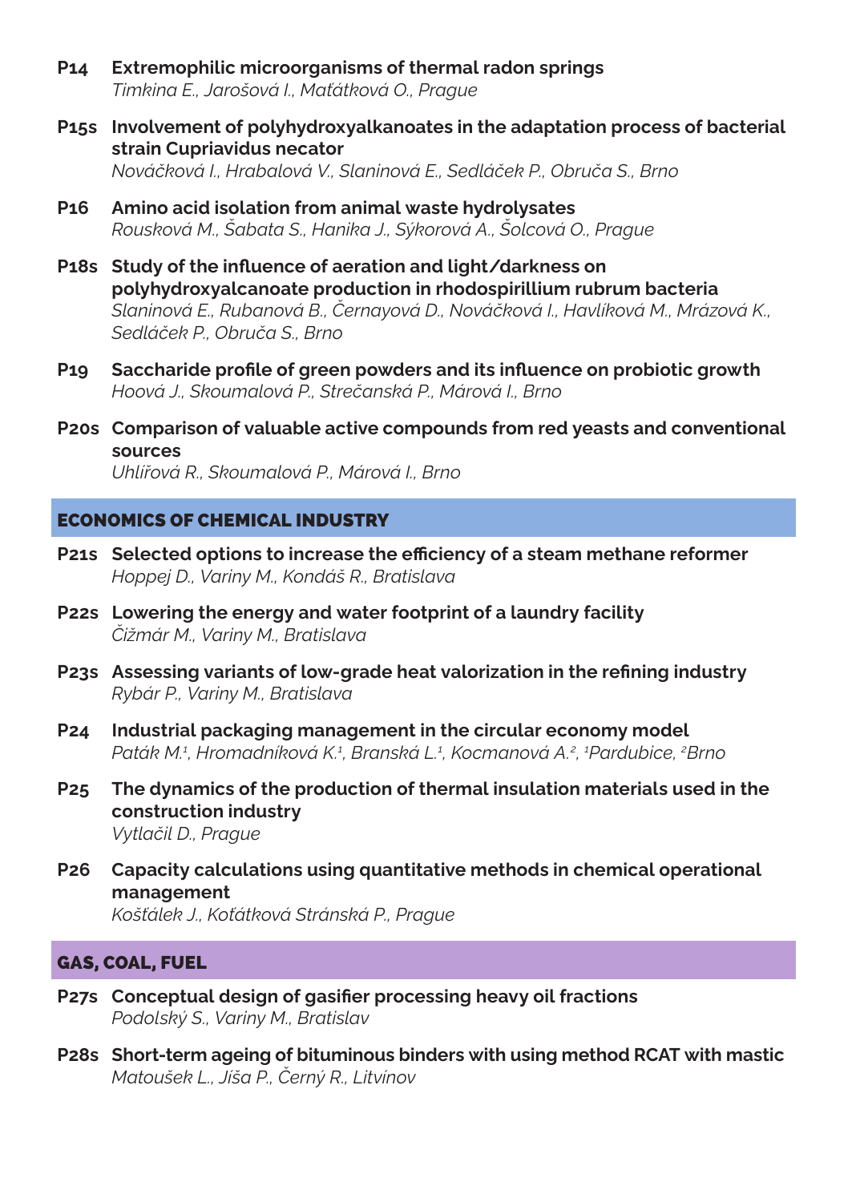**P14** **Extremophilic microorganisms of thermal radon springs**
*Timkina E., Jarošová I., Maťátková O., Prague*

**P15s** **Involvement of polyhydroxyalkanoates in the adaptation process of bacterial strain Cupriavidus necator**
*Nováčková I., Hrabalová V., Slaninová E., Sedláček P., Obruča S., Brno*

**P16** **Amino acid isolation from animal waste hydrolysates**
*Rousková M., Šabata S., Hanika J., Sýkorová A., Šolcová O., Prague*

**P18s** **Study of the influence of aeration and light/darkness on polyhydroxyalcanoate production in rhodospirillium rubrum bacteria**
*Slaninová E., Rubanová B., Černayová D., Nováčková I., Havlíková M., Mrázová K., Sedláček P., Obruča S., Brno*

**P19** **Saccharide profile of green powders and its influence on probiotic growth**
*Hoová J., Skoumalová P., Strečanská P., Márová I., Brno*

**P20s** **Comparison of valuable active compounds from red yeasts and conventional sources**
*Uhlířová R., Skoumalová P., Márová I., Brno*

## ECONOMICS OF CHEMICAL INDUSTRY

**P21s** **Selected options to increase the efficiency of a steam methane reformer**
*Hoppej D., Variny M., Kondáš R., Bratislava*

**P22s** **Lowering the energy and water footprint of a laundry facility**
*Čižmár M., Variny M., Bratislava*

**P23s** **Assessing variants of low-grade heat valorization in the refining industry**
*Rybár P., Variny M., Bratislava*

**P24** **Industrial packaging management in the circular economy model**
*Paták M.[1], Hromadníková K.[1], Branská L.[1], Kocmanová A.[2], [1]Pardubice, [2]Brno*

**P25** **The dynamics of the production of thermal insulation materials used in the construction industry**
*Vytlačil D., Prague*

**P26** **Capacity calculations using quantitative methods in chemical operational management**
*Košťálek J., Koťátková Stránská P., Prague*

## GAS, COAL, FUEL

**P27s** **Conceptual design of gasifier processing heavy oil fractions**
*Podolský S., Variny M., Bratislav*

**P28s** **Short-term ageing of bituminous binders with using method RCAT with mastic**
*Matoušek L., Jíša P., Černý R., Litvínov*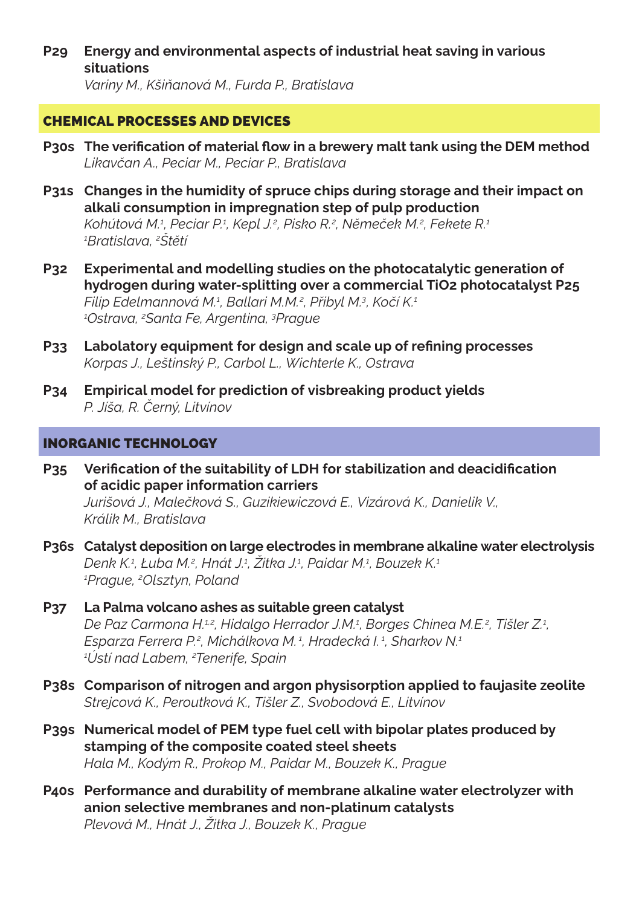**P29 Energy and environmental aspects of industrial heat saving in various situations**
*Variny M., Kšiňanová M., Furda P., Bratislava*

## CHEMICAL PROCESSES AND DEVICES

**P30s The verification of material flow in a brewery malt tank using the DEM method**
*Likavčan A., Peciar M., Peciar P., Bratislava*

**P31s Changes in the humidity of spruce chips during storage and their impact on alkali consumption in impregnation step of pulp production**
*Kohútová M.[1], Peciar P.[1], Kepl J.[2], Pisko R.[2], Němeček M.[2], Fekete R.[1]*
*[1]Bratislava, [2]Štětí*

**P32 Experimental and modelling studies on the photocatalytic generation of hydrogen during water-splitting over a commercial TiO2 photocatalyst P25**
*Filip Edelmannová M.[1], Ballari M.M.[2], Přibyl M.[3], Kočí K.[1]*
*[1]Ostrava, [2]Santa Fe, Argentina, [3]Prague*

**P33 Labolatory equipment for design and scale up of refining processes**
*Korpas J., Leštinský P., Carbol L., Wichterle K., Ostrava*

**P34 Empirical model for prediction of visbreaking product yields**
*P. Jíša, R. Černý, Litvínov*

## INORGANIC TECHNOLOGY

**P35 Verification of the suitability of LDH for stabilization and deacidification of acidic paper information carriers**
*Jurišová J., Malečková S., Guzikiewiczová E., Vizárová K., Danielik V., Králik M., Bratislava*

**P36s Catalyst deposition on large electrodes in membrane alkaline water electrolysis**
*Denk K.[1], Łuba M.[2], Hnát J.[1], Žitka J.[1], Paidar M.[1], Bouzek K.[1]*
*[1]Prague, [2]Olsztyn, Poland*

**P37 La Palma volcano ashes as suitable green catalyst**
*De Paz Carmona H.[1,2], Hidalgo Herrador J.M.[1], Borges Chinea M.E.[2], Tišler Z.[1], Esparza Ferrera P.[2], Michálkova M.[1], Hradecká I.[1], Sharkov N.[1]*
*[1]Ústí nad Labem, [2]Tenerife, Spain*

**P38s Comparison of nitrogen and argon physisorption applied to faujasite zeolite**
*Strejcová K., Peroutková K., Tišler Z., Svobodová E., Litvínov*

**P39s Numerical model of PEM type fuel cell with bipolar plates produced by stamping of the composite coated steel sheets**
*Hala M., Kodým R., Prokop M., Paidar M., Bouzek K., Prague*

**P40s Performance and durability of membrane alkaline water electrolyzer with anion selective membranes and non-platinum catalysts**
*Plevová M., Hnát J., Žitka J., Bouzek K., Prague*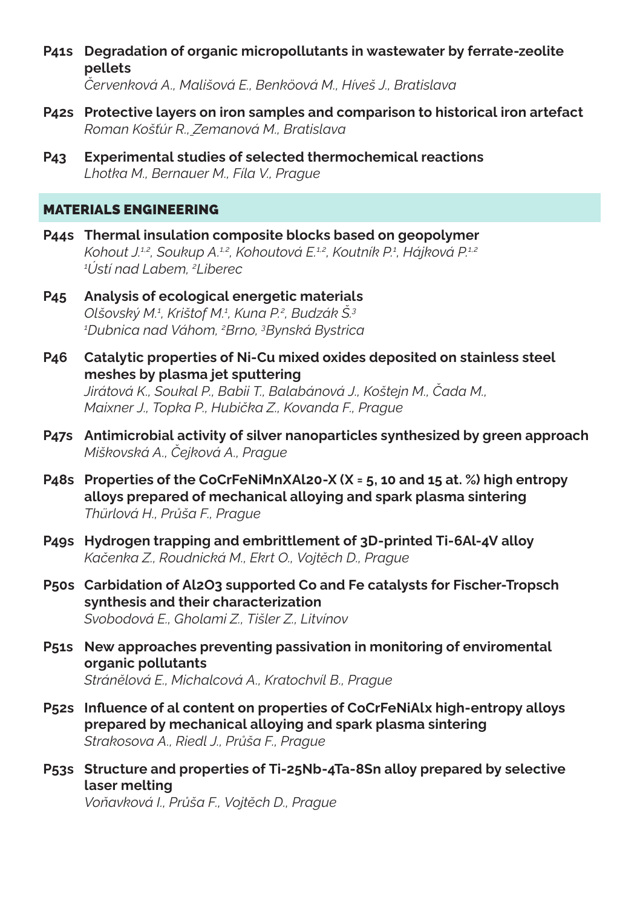**P41s Degradation of organic micropollutants in wastewater by ferrate-zeolite pellets**
*Červenková A., Mališová E., Benköová M., Híveš J., Bratislava*

**P42s Protective layers on iron samples and comparison to historical iron artefact**
*Roman Košťúr R., Zemanová M., Bratislava*

**P43 Experimental studies of selected thermochemical reactions**
*Lhotka M., Bernauer M., Fíla V., Prague*

## MATERIALS ENGINEERING

**P44s Thermal insulation composite blocks based on geopolymer**
*Kohout J.[1,2], Soukup A.[1,2], Kohoutová E.[1,2], Koutník P.[1], Hájková P.[1,2]*
*[1]Ústí nad Labem, [2]Liberec*

**P45 Analysis of ecological energetic materials**
*Olšovský M.[1], Krištof M.[1], Kuna P.[2], Budzák Š.[3]*
*[1]Dubnica nad Váhom, [2]Brno, [3]Bynská Bystrica*

**P46 Catalytic properties of Ni-Cu mixed oxides deposited on stainless steel meshes by plasma jet sputtering**
*Jirátová K., Soukal P., Babii T., Balabánová J., Koštejn M., Čada M., Maixner J., Topka P., Hubička Z., Kovanda F., Prague*

**P47s Antimicrobial activity of silver nanoparticles synthesized by green approach**
*Miškovská A., Čejková A., Prague*

**P48s Properties of the CoCrFeNiMnXAl20-X (X = 5, 10 and 15 at. %) high entropy alloys prepared of mechanical alloying and spark plasma sintering**
*Thürlová H., Průša F., Prague*

**P49s Hydrogen trapping and embrittlement of 3D-printed Ti-6Al-4V alloy**
*Kačenka Z., Roudnická M., Ekrt O., Vojtěch D., Prague*

**P50s Carbidation of Al2O3 supported Co and Fe catalysts for Fischer-Tropsch synthesis and their characterization**
*Svobodová E., Gholami Z., Tišler Z., Litvínov*

**P51s New approaches preventing passivation in monitoring of enviromental organic pollutants**
*Stránělová E., Michalcová A., Kratochvíl B., Prague*

**P52s Influence of al content on properties of CoCrFeNiAlx high-entropy alloys prepared by mechanical alloying and spark plasma sintering**
*Strakosova A., Riedl J., Průša F., Prague*

**P53s Structure and properties of Ti-25Nb-4Ta-8Sn alloy prepared by selective laser melting**
*Voňavková I., Průša F., Vojtěch D., Prague*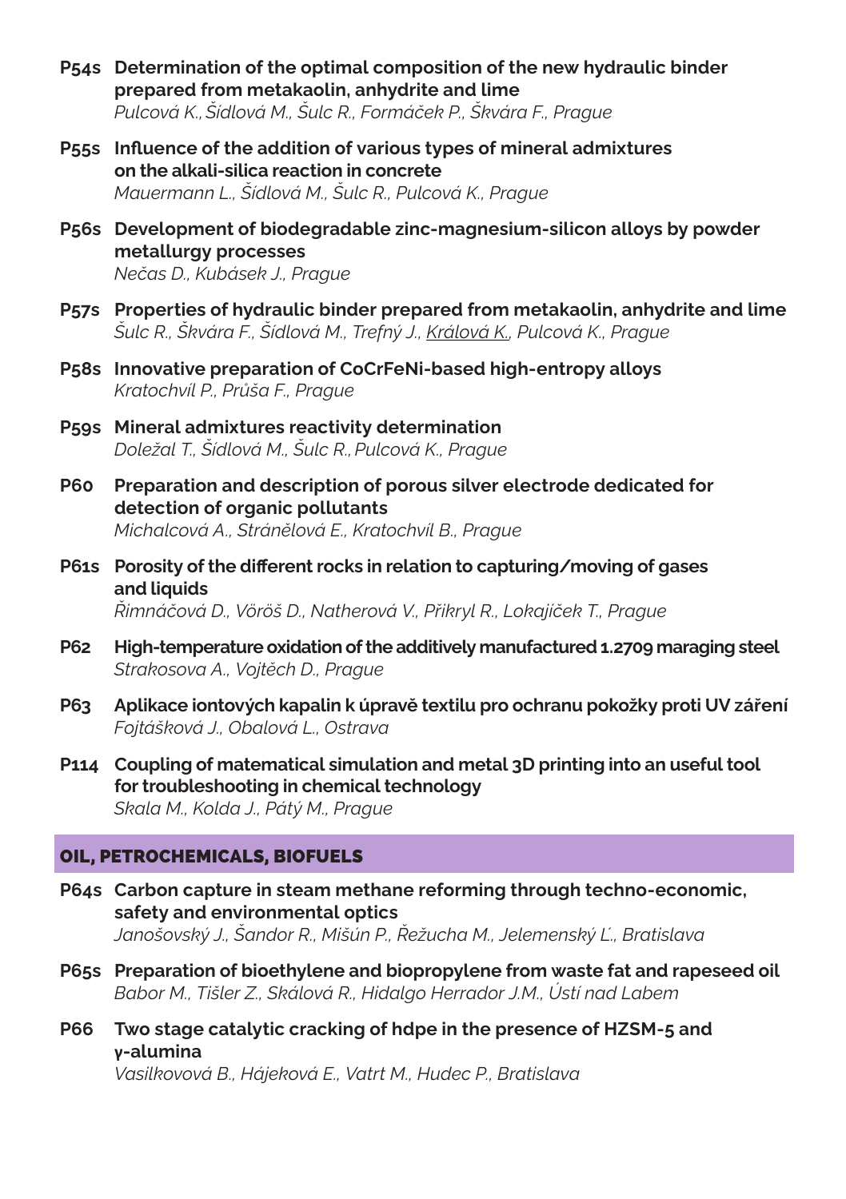**P54s Determination of the optimal composition of the new hydraulic binder prepared from metakaolin, anhydrite and lime**
*Pulcová K., Šídlová M., Šulc R., Formáček P., Škvára F., Prague*

**P55s Influence of the addition of various types of mineral admixtures on the alkali-silica reaction in concrete**
*Mauermann L., Šídlová M., Šulc R., Pulcová K., Prague*

**P56s Development of biodegradable zinc-magnesium-silicon alloys by powder metallurgy processes**
*Nečas D., Kubásek J., Prague*

**P57s Properties of hydraulic binder prepared from metakaolin, anhydrite and lime**
*Šulc R., Škvára F., Šídlová M., Trefný J., Králová K., Pulcová K., Prague*

**P58s Innovative preparation of CoCrFeNi-based high-entropy alloys**
*Kratochvíl P., Průša F., Prague*

**P59s Mineral admixtures reactivity determination**
*Doležal T., Šídlová M., Šulc R., Pulcová K., Prague*

**P60 Preparation and description of porous silver electrode dedicated for detection of organic pollutants**
*Michalcová A., Stránělová E., Kratochvíl B., Prague*

**P61s Porosity of the different rocks in relation to capturing/moving of gases and liquids**
*Řimnáčová D., Vöröš D., Natherová V., Přikryl R., Lokajíček T., Prague*

**P62 High-temperature oxidation of the additively manufactured 1.2709 maraging steel**
*Strakosova A., Vojtěch D., Prague*

**P63 Aplikace iontových kapalin k úpravě textilu pro ochranu pokožky proti UV záření**
*Fojtášková J., Obalová L., Ostrava*

**P114 Coupling of matematical simulation and metal 3D printing into an useful tool for troubleshooting in chemical technology**
*Skala M., Kolda J., Pátý M., Prague*

## OIL, PETROCHEMICALS, BIOFUELS

**P64s Carbon capture in steam methane reforming through techno-economic, safety and environmental optics**
*Janošovský J., Šandor R., Mišún P., Řežucha M., Jelemenský Ľ., Bratislava*

**P65s Preparation of bioethylene and biopropylene from waste fat and rapeseed oil**
*Babor M., Tišler Z., Skálová R., Hidalgo Herrador J.M., Ústí nad Labem*

**P66 Two stage catalytic cracking of hdpe in the presence of HZSM-5 and γ-alumina**
*Vasilkovová B., Hájeková E., Vatrt M., Hudec P., Bratislava*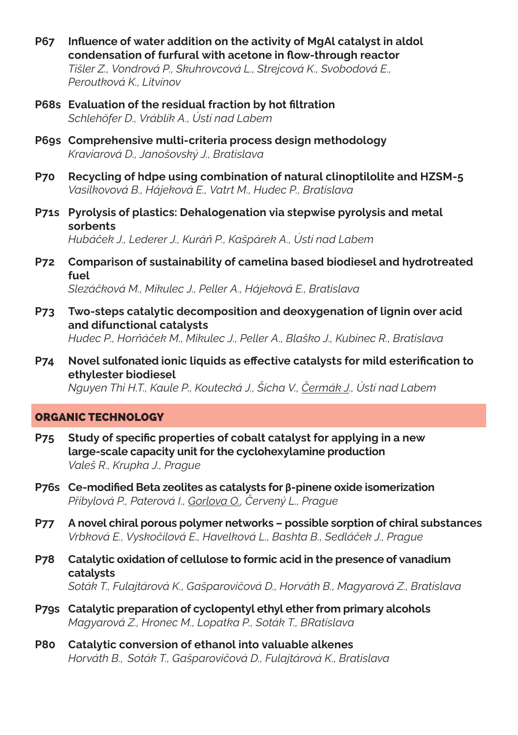**P67 Influence of water addition on the activity of MgAl catalyst in aldol condensation of furfural with acetone in flow-through reactor**
*Tišler Z., Vondrová P., Skuhrovcová L., Strejcová K., Svobodová E., Peroutková K., Litvínov*

**P68s Evaluation of the residual fraction by hot filtration**
*Schlehöfer D., Vráblík A., Ústí nad Labem*

**P69s Comprehensive multi-criteria process design methodology**
*Kraviarová D., Janošovský J., Bratislava*

**P70 Recycling of hdpe using combination of natural clinoptilolite and HZSM-5**
*Vasilkovová B., Hájeková E., Vatrt M., Hudec P., Bratislava*

**P71s Pyrolysis of plastics: Dehalogenation via stepwise pyrolysis and metal sorbents**
*Hubáček J., Lederer J., Kuráň P., Kašpárek A., Ústí nad Labem*

**P72 Comparison of sustainability of camelina based biodiesel and hydrotreated fuel**
*Slezáčková M., Mikulec J., Peller A., Hájeková E., Bratislava*

**P73 Two-steps catalytic decomposition and deoxygenation of lignin over acid and difunctional catalysts**
*Hudec P., Horňáček M., Mikulec J., Peller A., Blaško J., Kubinec R., Bratislava*

**P74 Novel sulfonated ionic liquids as effective catalysts for mild esterification to ethylester biodiesel**
*Nguyen Thi H.T., Kaule P., Koutecká J., Šícha V., <u>Čermák J.</u>, Ústí nad Labem*

## ORGANIC TECHNOLOGY

**P75 Study of specific properties of cobalt catalyst for applying in a new large-scale capacity unit for the cyclohexylamine production**
*Valeš R., Krupka J., Prague*

**P76s Ce-modified Beta zeolites as catalysts for β-pinene oxide isomerization**
*Přibylová P., Paterová I., <u>Gorlova O.</u>, Červený L., Prague*

**P77 A novel chiral porous polymer networks – possible sorption of chiral substances**
*Vrbková E., Vyskočilová E., Havelková L., Bashta B., Sedláček J., Prague*

**P78 Catalytic oxidation of cellulose to formic acid in the presence of vanadium catalysts**
*Soták T., Fulajtárová K., Gašparovičová D., Horváth B., Magyarová Z., Bratislava*

**P79s Catalytic preparation of cyclopentyl ethyl ether from primary alcohols**
*Magyarová Z., Hronec M., Lopatka P., Soták T., BRatislava*

**P80 Catalytic conversion of ethanol into valuable alkenes**
*Horváth B., Soták T., Gašparovičová D., Fulajtárová K., Bratislava*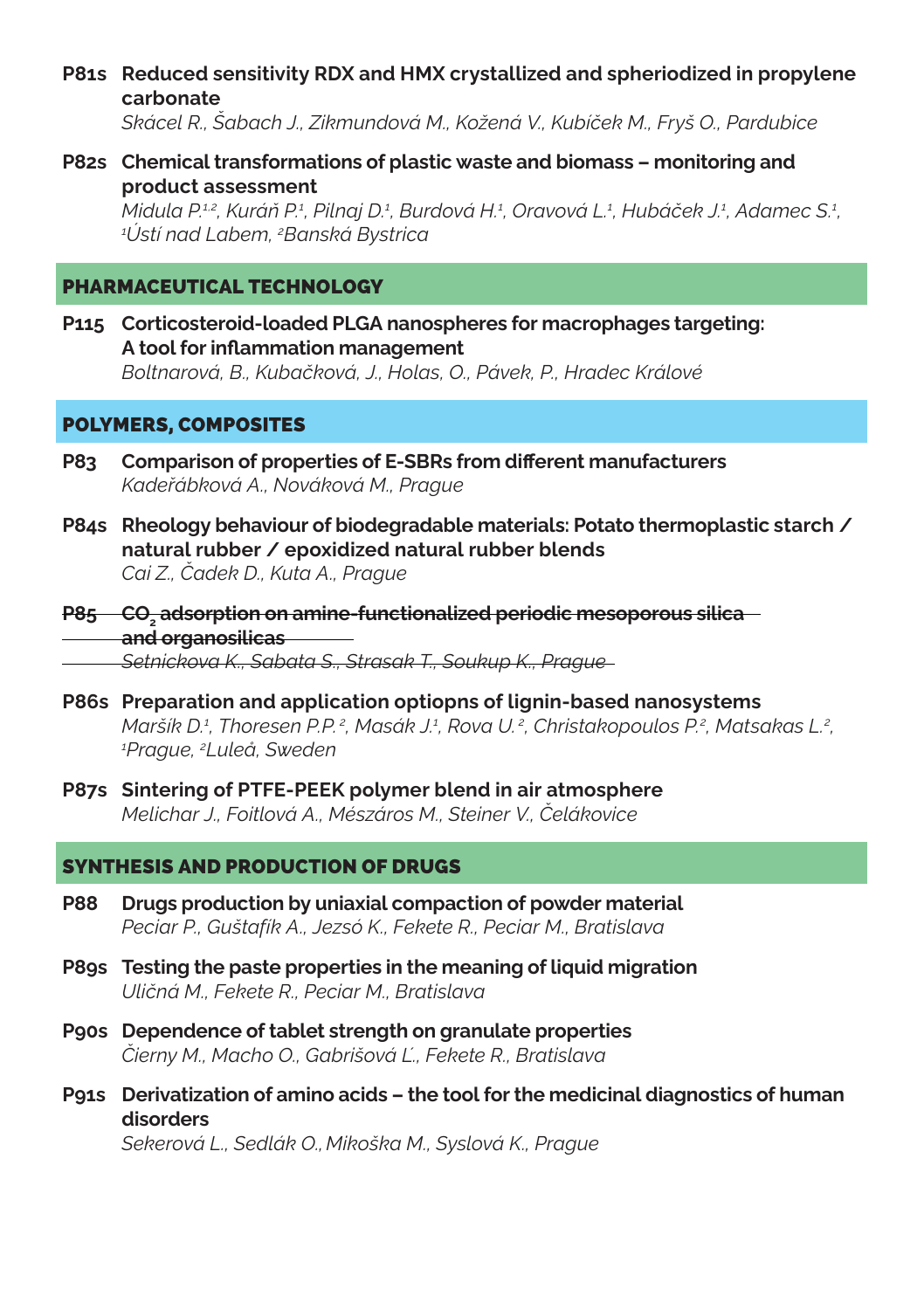**P81s Reduced sensitivity RDX and HMX crystallized and spheriodized in propylene carbonate**
*Skácel R., Šabach J., Zikmundová M., Kožená V., Kubíček M., Fryš O., Pardubice*

**P82s Chemical transformations of plastic waste and biomass – monitoring and product assessment**
*Midula P.[1,2], Kuráň P.[1], Pilnaj D.[1], Burdová H.[1], Oravová L.[1], Hubáček J.[1], Adamec S.[1], [1]Ústí nad Labem, [2]Banská Bystrica*

## PHARMACEUTICAL TECHNOLOGY

**P115 Corticosteroid-loaded PLGA nanospheres for macrophages targeting: A tool for inflammation management**
*Boltnarová, B., Kubačková, J., Holas, O., Pávek, P., Hradec Králové*

## POLYMERS, COMPOSITES

**P83 Comparison of properties of E-SBRs from different manufacturers**
*Kadeřábková A., Nováková M., Prague*

**P84s Rheology behaviour of biodegradable materials: Potato thermoplastic starch / natural rubber / epoxidized natural rubber blends**
*Cai Z., Čadek D., Kuta A., Prague*

~~**P85 $CO_2$ adsorption on amine-functionalized periodic mesoporous silica and organosilicas**~~
~~*Setnickova K., Sabata S., Strasak T., Soukup K., Prague*~~

**P86s Preparation and application optiopns of lignin-based nanosystems**
*Maršík D.[1], Thoresen P.P.[2], Masák J.[1], Rova U.[2], Christakopoulos P.[2], Matsakas L.[2], [1]Prague, [2]Luleå, Sweden*

**P87s Sintering of PTFE-PEEK polymer blend in air atmosphere**
*Melichar J., Foitlová A., Mészáros M., Steiner V., Čelákovice*

## SYNTHESIS AND PRODUCTION OF DRUGS

**P88 Drugs production by uniaxial compaction of powder material**
*Peciar P., Guštafík A., Jezsó K., Fekete R., Peciar M., Bratislava*

**P89s Testing the paste properties in the meaning of liquid migration**
*Uličná M., Fekete R., Peciar M., Bratislava*

**P90s Dependence of tablet strength on granulate properties**
*Čierny M., Macho O., Gabrišová Ľ., Fekete R., Bratislava*

**P91s Derivatization of amino acids – the tool for the medicinal diagnostics of human disorders**
*Sekerová L., Sedlák O., Mikoška M., Syslová K., Prague*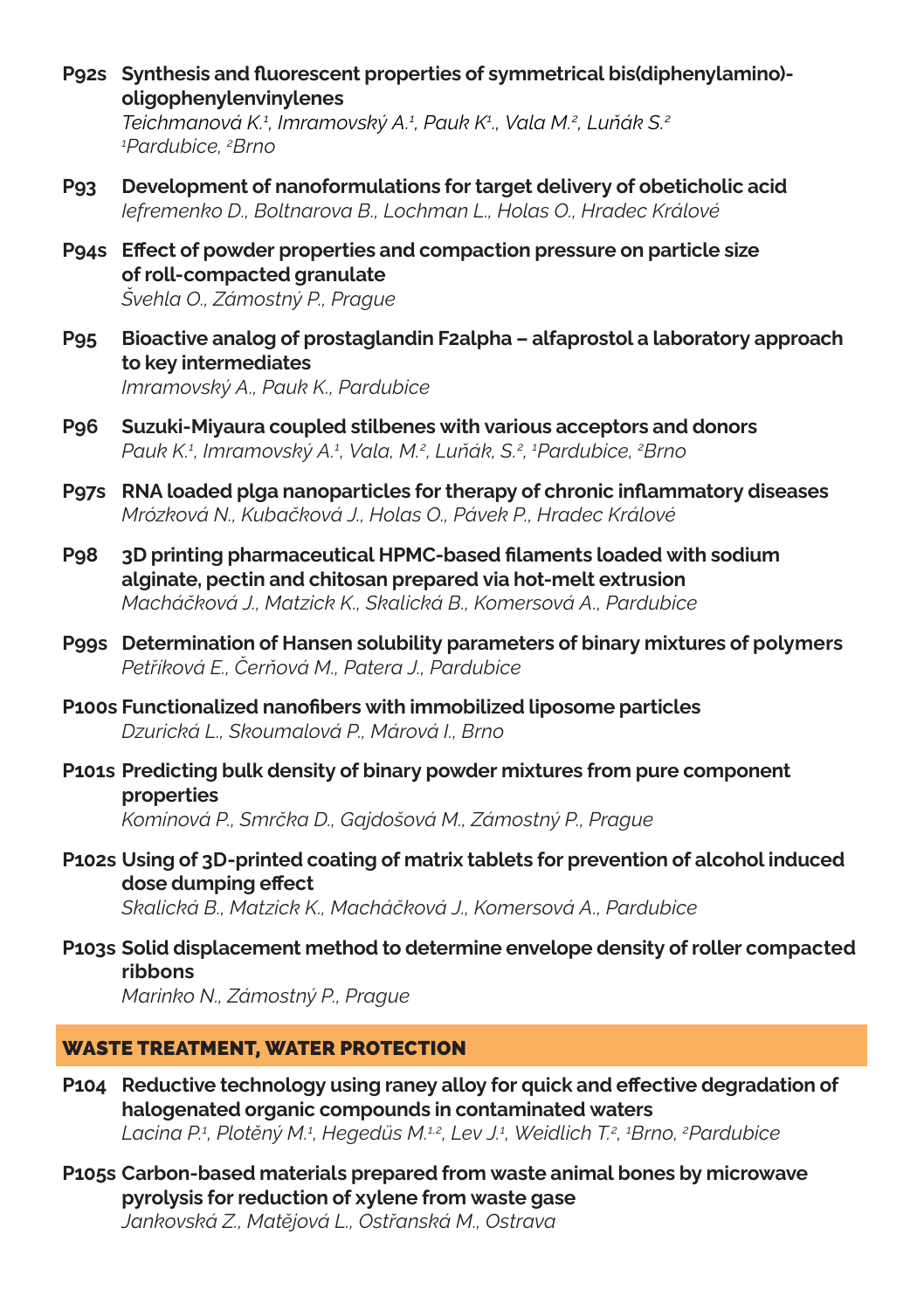**P92s Synthesis and fluorescent properties of symmetrical bis(diphenylamino)-oligophenylenvinylenes**
*Teichmanová K.[1], Imramovský A.[1], Pauk K[1]., Vala M.[2], Luňák S.[2]*
*[1]Pardubice, [2]Brno*

**P93 Development of nanoformulations for target delivery of obeticholic acid**
*Iefremenko D., Boltnarova B., Lochman L., Holas O., Hradec Králové*

**P94s Effect of powder properties and compaction pressure on particle size of roll-compacted granulate**
*Švehla O., Zámostný P., Prague*

**P95 Bioactive analog of prostaglandin F2alpha – alfaprostol a laboratory approach to key intermediates**
*Imramovský A., Pauk K., Pardubice*

**P96 Suzuki-Miyaura coupled stilbenes with various acceptors and donors**
*Pauk K.[1], Imramovský A.[1], Vala, M.[2], Luňák, S.[2], [1]Pardubice, [2]Brno*

**P97s RNA loaded plga nanoparticles for therapy of chronic inflammatory diseases**
*Mrózková N., Kubačková J., Holas O., Pávek P., Hradec Králové*

**P98 3D printing pharmaceutical HPMC-based filaments loaded with sodium alginate, pectin and chitosan prepared via hot-melt extrusion**
*Macháčková J., Matzick K., Skalická B., Komersová A., Pardubice*

**P99s Determination of Hansen solubility parameters of binary mixtures of polymers**
*Petříková E., Čerňová M., Patera J., Pardubice*

**P100s Functionalized nanofibers with immobilized liposome particles**
*Dzurická L., Skoumalová P., Márová I., Brno*

**P101s Predicting bulk density of binary powder mixtures from pure component properties**
*Komínová P., Smrčka D., Gajdošová M., Zámostný P., Prague*

**P102s Using of 3D-printed coating of matrix tablets for prevention of alcohol induced dose dumping effect**
*Skalická B., Matzick K., Macháčková J., Komersová A., Pardubice*

**P103s Solid displacement method to determine envelope density of roller compacted ribbons**
*Marinko N., Zámostný P., Prague*

## WASTE TREATMENT, WATER PROTECTION

**P104 Reductive technology using raney alloy for quick and effective degradation of halogenated organic compounds in contaminated waters**
*Lacina P.[1], Plotěný M.[1], Hegedüs M.[1,2], Lev J.[1], Weidlich T.[2], [1]Brno, [2]Pardubice*

**P105s Carbon-based materials prepared from waste animal bones by microwave pyrolysis for reduction of xylene from waste gase**
*Jankovská Z., Matějová L., Ostřanská M., Ostrava*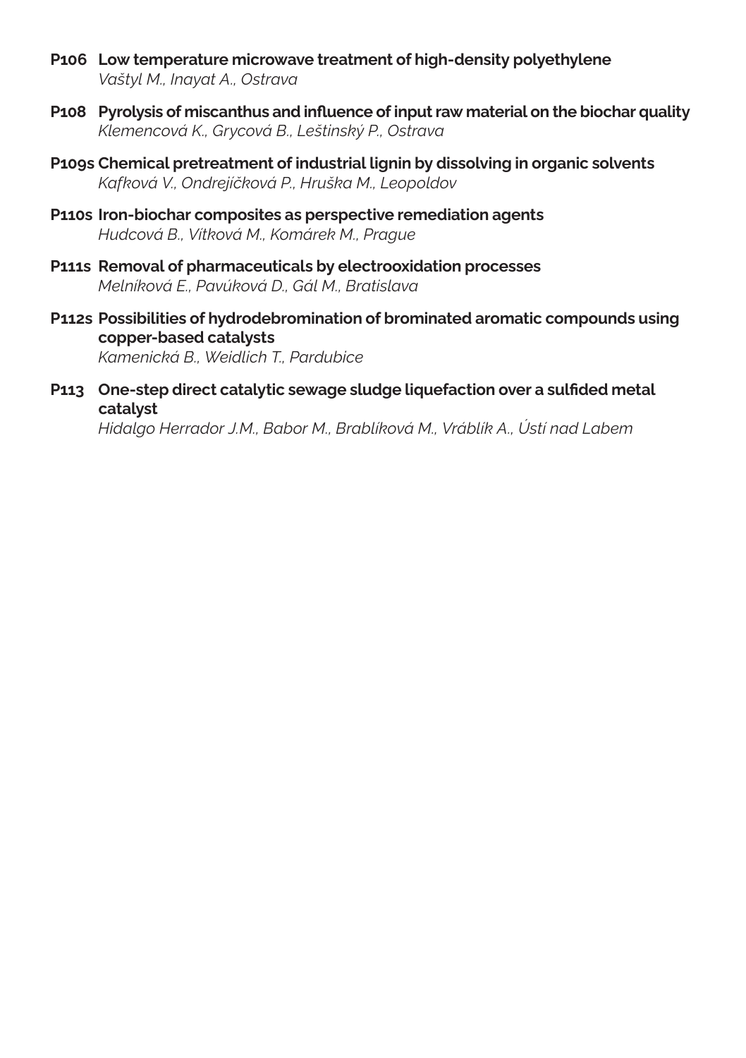**P106 Low temperature microwave treatment of high-density polyethylene**
*Vaštyl M., Inayat A., Ostrava*

**P108 Pyrolysis of miscanthus and influence of input raw material on the biochar quality**
*Klemencová K., Grycová B., Leštinský P., Ostrava*

**P109s Chemical pretreatment of industrial lignin by dissolving in organic solvents**
*Kafková V., Ondrejíčková P., Hruška M., Leopoldov*

**P110s Iron-biochar composites as perspective remediation agents**
*Hudcová B., Vítková M., Komárek M., Prague*

**P111s Removal of pharmaceuticals by electrooxidation processes**
*Melníková E., Pavúková D., Gál M., Bratislava*

**P112s Possibilities of hydrodebromination of brominated aromatic compounds using copper-based catalysts**
*Kamenická B., Weidlich T., Pardubice*

**P113 One-step direct catalytic sewage sludge liquefaction over a sulfided metal catalyst**
*Hidalgo Herrador J.M., Babor M., Brablíková M., Vráblík A., Ústí nad Labem*